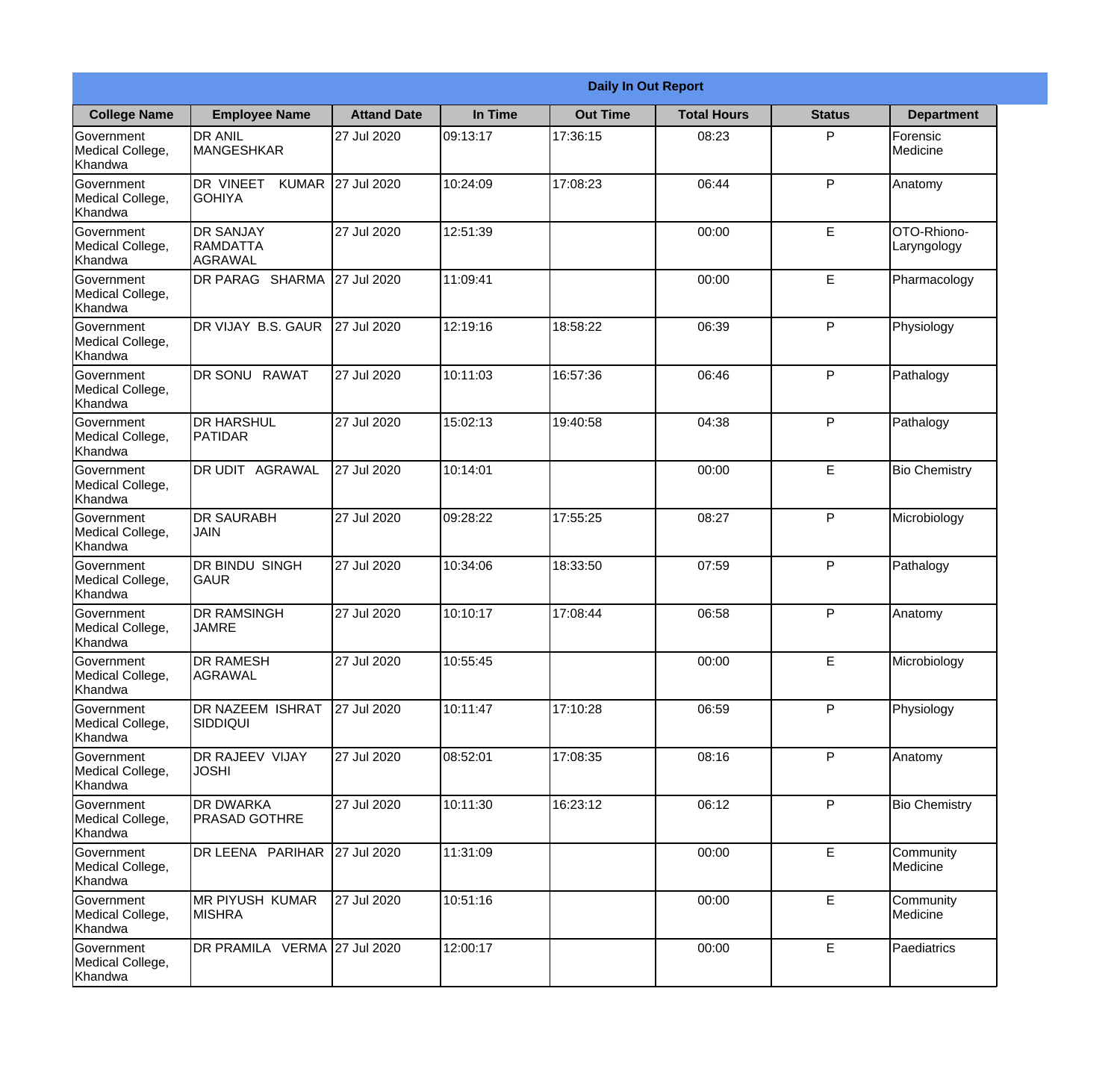| Daily In Out Report | | | | | | | |
|---|---|---|---|---|---|---|---|
| **College Name** | **Employee Name** | **Attand Date** | **In Time** | **Out Time** | **Total Hours** | **Status** | **Department** |
| Government Medical College, Khandwa | DR ANIL MANGESHKAR | 27 Jul 2020 | 09:13:17 | 17:36:15 | 08:23 | P | Forensic Medicine |
| Government Medical College, Khandwa | DR VINEET KUMAR GOHIYA | 27 Jul 2020 | 10:24:09 | 17:08:23 | 06:44 | P | Anatomy |
| Government Medical College, Khandwa | DR SANJAY RAMDATTA AGRAWAL | 27 Jul 2020 | 12:51:39 | | 00:00 | E | OTO-Rhiono-Laryngology |
| Government Medical College, Khandwa | DR PARAG SHARMA | 27 Jul 2020 | 11:09:41 | | 00:00 | E | Pharmacology |
| Government Medical College, Khandwa | DR VIJAY B.S. GAUR | 27 Jul 2020 | 12:19:16 | 18:58:22 | 06:39 | P | Physiology |
| Government Medical College, Khandwa | DR SONU RAWAT | 27 Jul 2020 | 10:11:03 | 16:57:36 | 06:46 | P | Pathalogy |
| Government Medical College, Khandwa | DR HARSHUL PATIDAR | 27 Jul 2020 | 15:02:13 | 19:40:58 | 04:38 | P | Pathalogy |
| Government Medical College, Khandwa | DR UDIT AGRAWAL | 27 Jul 2020 | 10:14:01 | | 00:00 | E | Bio Chemistry |
| Government Medical College, Khandwa | DR SAURABH JAIN | 27 Jul 2020 | 09:28:22 | 17:55:25 | 08:27 | P | Microbiology |
| Government Medical College, Khandwa | DR BINDU SINGH GAUR | 27 Jul 2020 | 10:34:06 | 18:33:50 | 07:59 | P | Pathalogy |
| Government Medical College, Khandwa | DR RAMSINGH JAMRE | 27 Jul 2020 | 10:10:17 | 17:08:44 | 06:58 | P | Anatomy |
| Government Medical College, Khandwa | DR RAMESH AGRAWAL | 27 Jul 2020 | 10:55:45 | | 00:00 | E | Microbiology |
| Government Medical College, Khandwa | DR NAZEEM ISHRAT SIDDIQUI | 27 Jul 2020 | 10:11:47 | 17:10:28 | 06:59 | P | Physiology |
| Government Medical College, Khandwa | DR RAJEEV VIJAY JOSHI | 27 Jul 2020 | 08:52:01 | 17:08:35 | 08:16 | P | Anatomy |
| Government Medical College, Khandwa | DR DWARKA PRASAD GOTHRE | 27 Jul 2020 | 10:11:30 | 16:23:12 | 06:12 | P | Bio Chemistry |
| Government Medical College, Khandwa | DR LEENA PARIHAR | 27 Jul 2020 | 11:31:09 | | 00:00 | E | Community Medicine |
| Government Medical College, Khandwa | MR PIYUSH KUMAR MISHRA | 27 Jul 2020 | 10:51:16 | | 00:00 | E | Community Medicine |
| Government Medical College, Khandwa | DR PRAMILA VERMA | 27 Jul 2020 | 12:00:17 | | 00:00 | E | Paediatrics |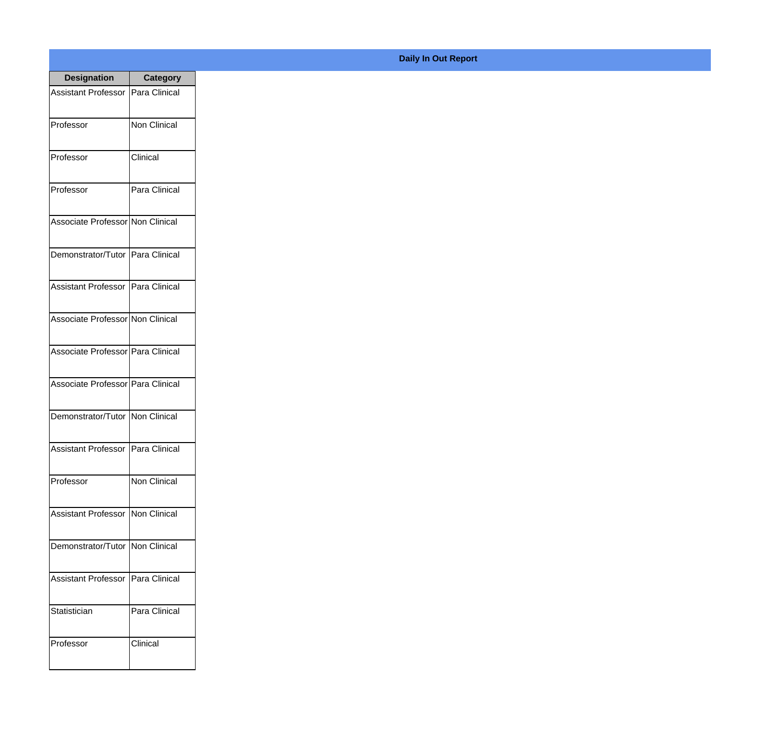## Daily In Out Report

| Designation | Category |
|---|---|
| Assistant Professor | Para Clinical |
| Professor | Non Clinical |
| Professor | Clinical |
| Professor | Para Clinical |
| Associate Professor | Non Clinical |
| Demonstrator/Tutor | Para Clinical |
| Assistant Professor | Para Clinical |
| Associate Professor | Non Clinical |
| Associate Professor | Para Clinical |
| Associate Professor | Para Clinical |
| Demonstrator/Tutor | Non Clinical |
| Assistant Professor | Para Clinical |
| Professor | Non Clinical |
| Assistant Professor | Non Clinical |
| Demonstrator/Tutor | Non Clinical |
| Assistant Professor | Para Clinical |
| Statistician | Para Clinical |
| Professor | Clinical |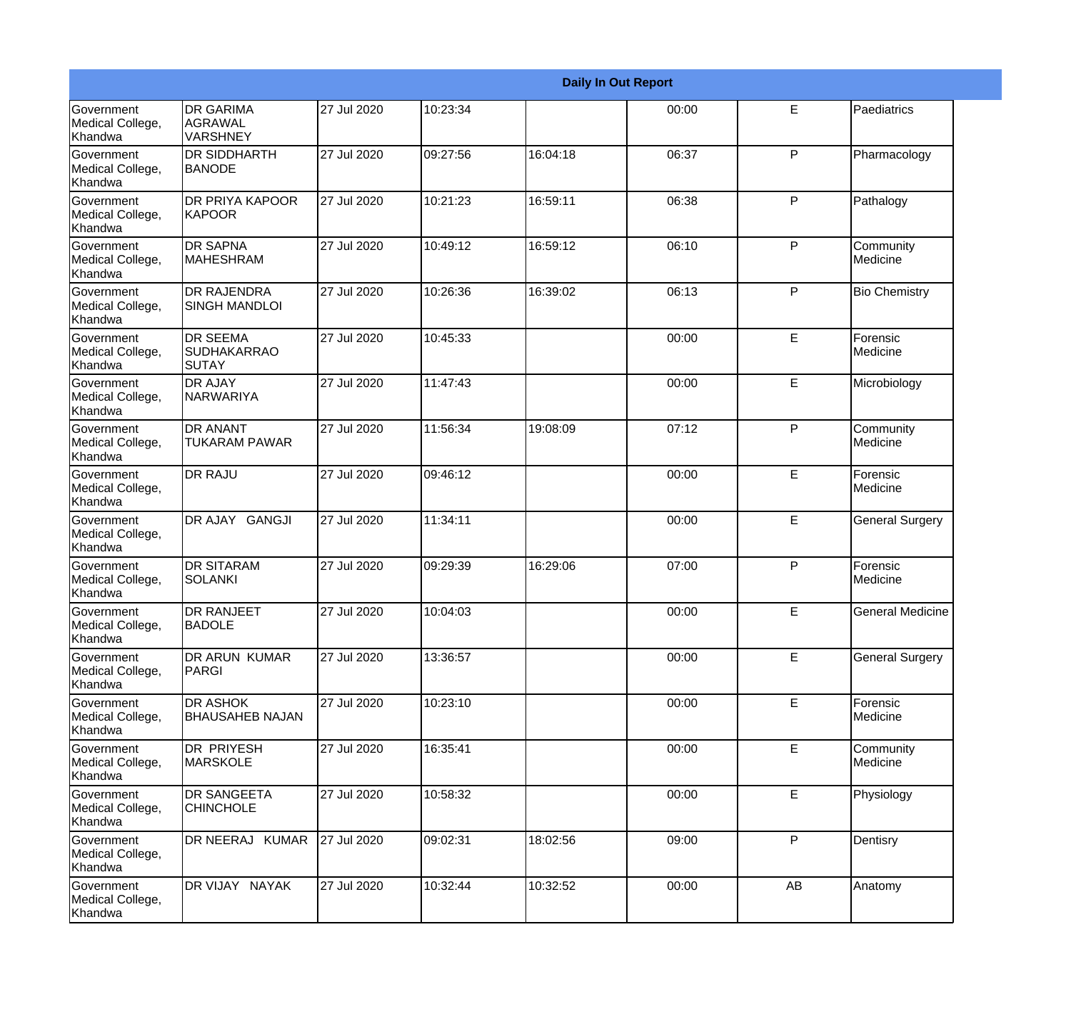| Daily In Out Report | | | | | | | |
|---|---|---|---|---|---|---|---|
| Government Medical College, Khandwa | DR GARIMA AGRAWAL VARSHNEY | 27 Jul 2020 | 10:23:34 | | 00:00 | E | Paediatrics |
| Government Medical College, Khandwa | DR SIDDHARTH BANODE | 27 Jul 2020 | 09:27:56 | 16:04:18 | 06:37 | P | Pharmacology |
| Government Medical College, Khandwa | DR PRIYA KAPOOR KAPOOR | 27 Jul 2020 | 10:21:23 | 16:59:11 | 06:38 | P | Pathalogy |
| Government Medical College, Khandwa | DR SAPNA MAHESHRAM | 27 Jul 2020 | 10:49:12 | 16:59:12 | 06:10 | P | Community Medicine |
| Government Medical College, Khandwa | DR RAJENDRA SINGH MANDLOI | 27 Jul 2020 | 10:26:36 | 16:39:02 | 06:13 | P | Bio Chemistry |
| Government Medical College, Khandwa | DR SEEMA SUDHAKARRAO SUTAY | 27 Jul 2020 | 10:45:33 | | 00:00 | E | Forensic Medicine |
| Government Medical College, Khandwa | DR AJAY NARWARIYA | 27 Jul 2020 | 11:47:43 | | 00:00 | E | Microbiology |
| Government Medical College, Khandwa | DR ANANT TUKARAM PAWAR | 27 Jul 2020 | 11:56:34 | 19:08:09 | 07:12 | P | Community Medicine |
| Government Medical College, Khandwa | DR RAJU | 27 Jul 2020 | 09:46:12 | | 00:00 | E | Forensic Medicine |
| Government Medical College, Khandwa | DR AJAY GANGJI | 27 Jul 2020 | 11:34:11 | | 00:00 | E | General Surgery |
| Government Medical College, Khandwa | DR SITARAM SOLANKI | 27 Jul 2020 | 09:29:39 | 16:29:06 | 07:00 | P | Forensic Medicine |
| Government Medical College, Khandwa | DR RANJEET BADOLE | 27 Jul 2020 | 10:04:03 | | 00:00 | E | General Medicine |
| Government Medical College, Khandwa | DR ARUN KUMAR PARGI | 27 Jul 2020 | 13:36:57 | | 00:00 | E | General Surgery |
| Government Medical College, Khandwa | DR ASHOK BHAUSAHEB NAJAN | 27 Jul 2020 | 10:23:10 | | 00:00 | E | Forensic Medicine |
| Government Medical College, Khandwa | DR PRIYESH MARSKOLE | 27 Jul 2020 | 16:35:41 | | 00:00 | E | Community Medicine |
| Government Medical College, Khandwa | DR SANGEETA CHINCHOLE | 27 Jul 2020 | 10:58:32 | | 00:00 | E | Physiology |
| Government Medical College, Khandwa | DR NEERAJ KUMAR | 27 Jul 2020 | 09:02:31 | 18:02:56 | 09:00 | P | Dentisry |
| Government Medical College, Khandwa | DR VIJAY NAYAK | 27 Jul 2020 | 10:32:44 | 10:32:52 | 00:00 | AB | Anatomy |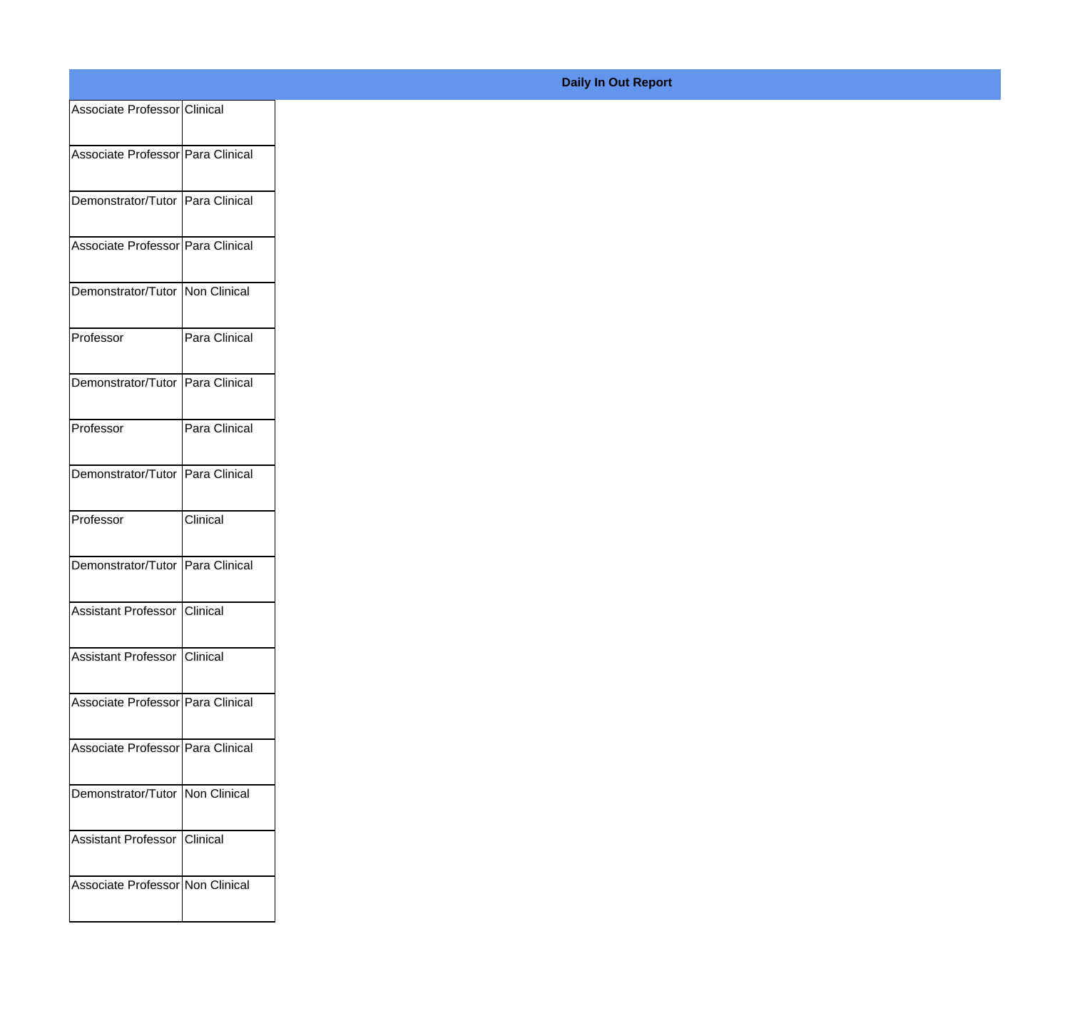**Daily In Out Report**

| | |
|---|---|
| Associate Professor | Clinical |
| Associate Professor | Para Clinical |
| Demonstrator/Tutor | Para Clinical |
| Associate Professor | Para Clinical |
| Demonstrator/Tutor | Non Clinical |
| Professor | Para Clinical |
| Demonstrator/Tutor | Para Clinical |
| Professor | Para Clinical |
| Demonstrator/Tutor | Para Clinical |
| Professor | Clinical |
| Demonstrator/Tutor | Para Clinical |
| Assistant Professor | Clinical |
| Assistant Professor | Clinical |
| Associate Professor | Para Clinical |
| Associate Professor | Para Clinical |
| Demonstrator/Tutor | Non Clinical |
| Assistant Professor | Clinical |
| Associate Professor | Non Clinical |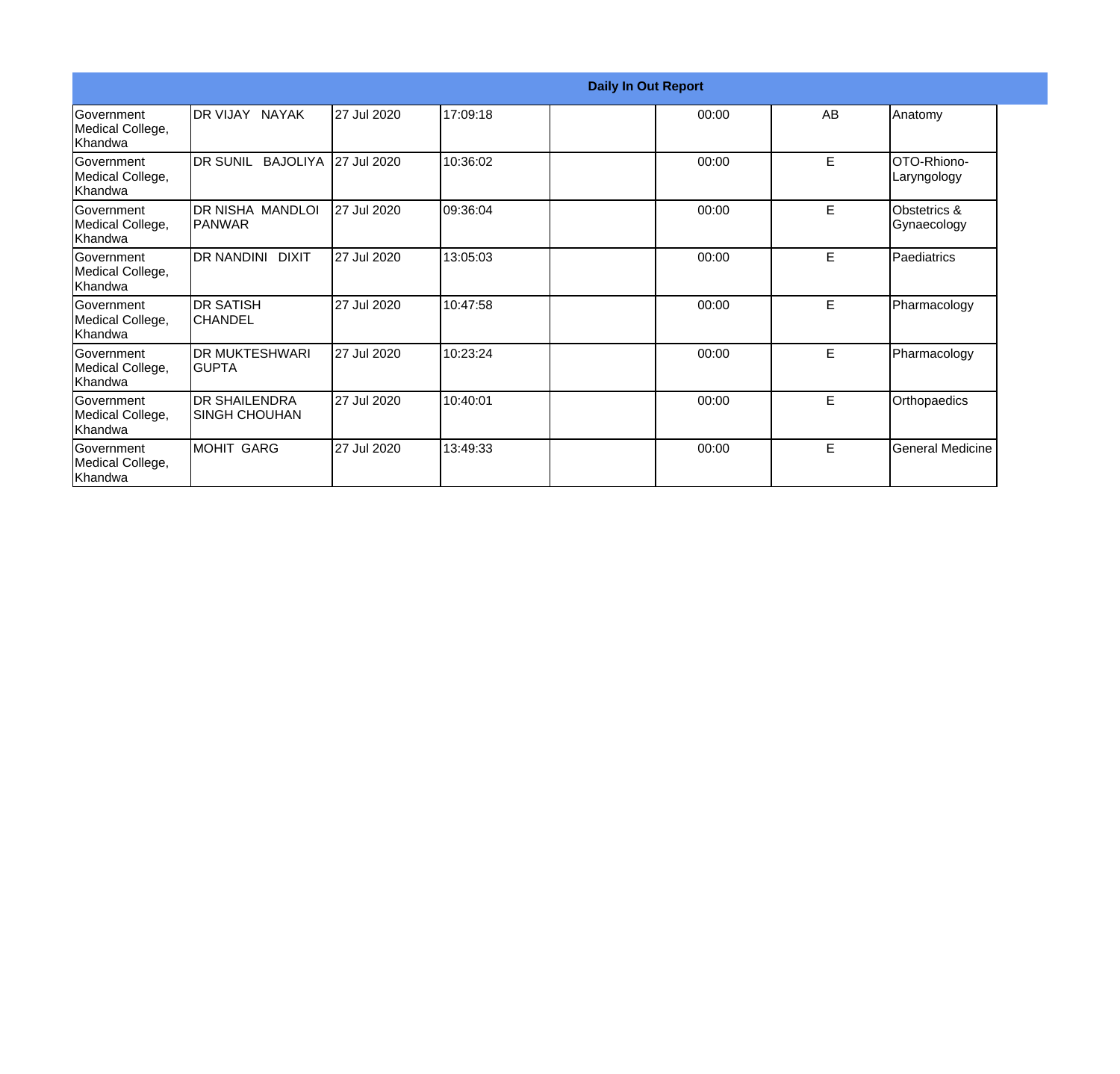| Daily In Out Report | | | | | | | |
|---|---|---|---|---|---|---|---|
| Government Medical College, Khandwa | DR VIJAY NAYAK | 27 Jul 2020 | 17:09:18 | | 00:00 | AB | Anatomy |
| Government Medical College, Khandwa | DR SUNIL BAJOLIYA | 27 Jul 2020 | 10:36:02 | | 00:00 | E | OTO-Rhiono-Laryngology |
| Government Medical College, Khandwa | DR NISHA MANDLOI PANWAR | 27 Jul 2020 | 09:36:04 | | 00:00 | E | Obstetrics & Gynaecology |
| Government Medical College, Khandwa | DR NANDINI DIXIT | 27 Jul 2020 | 13:05:03 | | 00:00 | E | Paediatrics |
| Government Medical College, Khandwa | DR SATISH CHANDEL | 27 Jul 2020 | 10:47:58 | | 00:00 | E | Pharmacology |
| Government Medical College, Khandwa | DR MUKTESHWARI GUPTA | 27 Jul 2020 | 10:23:24 | | 00:00 | E | Pharmacology |
| Government Medical College, Khandwa | DR SHAILENDRA SINGH CHOUHAN | 27 Jul 2020 | 10:40:01 | | 00:00 | E | Orthopaedics |
| Government Medical College, Khandwa | MOHIT GARG | 27 Jul 2020 | 13:49:33 | | 00:00 | E | General Medicine |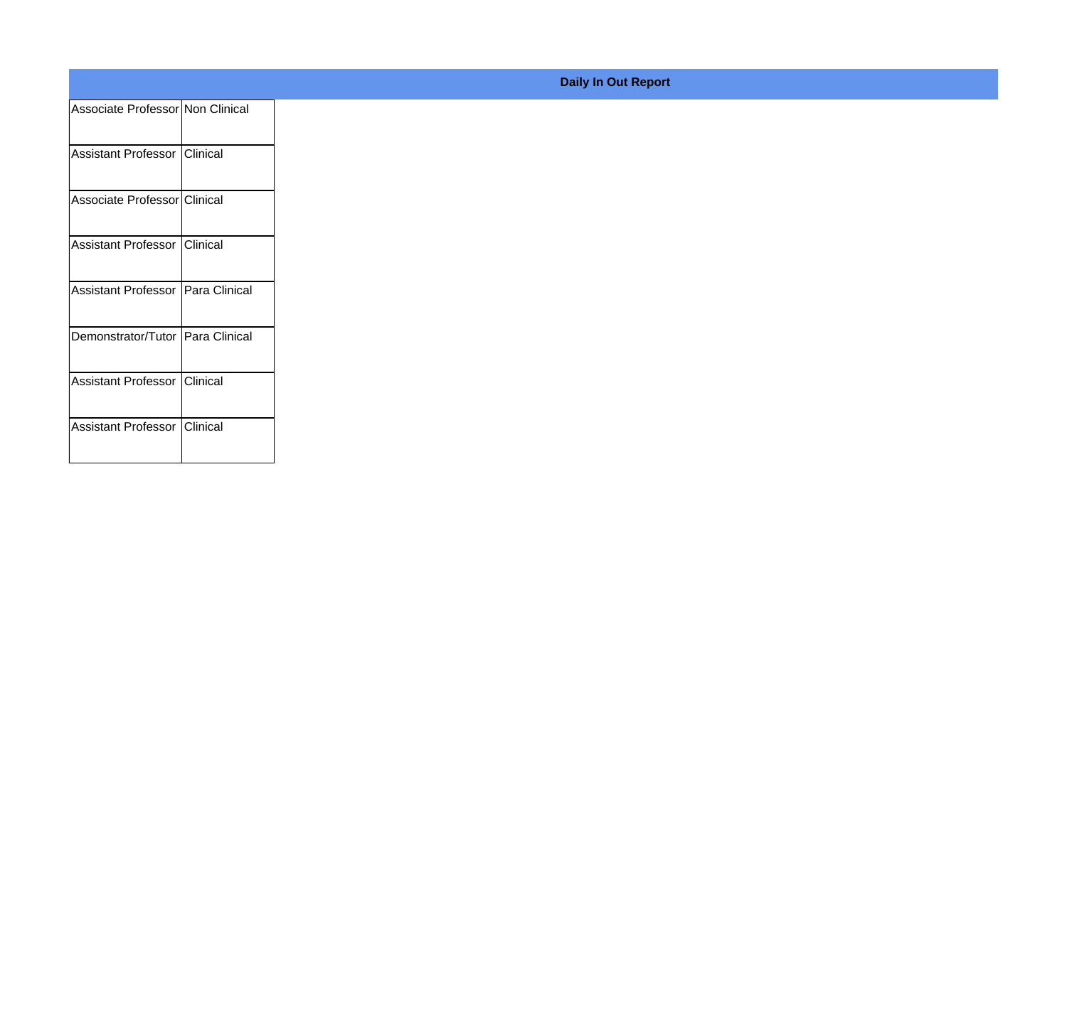**Daily In Out Report**

| | |
|---|---|
| Associate Professor | Non Clinical |
| Assistant Professor | Clinical |
| Associate Professor | Clinical |
| Assistant Professor | Clinical |
| Assistant Professor | Para Clinical |
| Demonstrator/Tutor | Para Clinical |
| Assistant Professor | Clinical |
| Assistant Professor | Clinical |